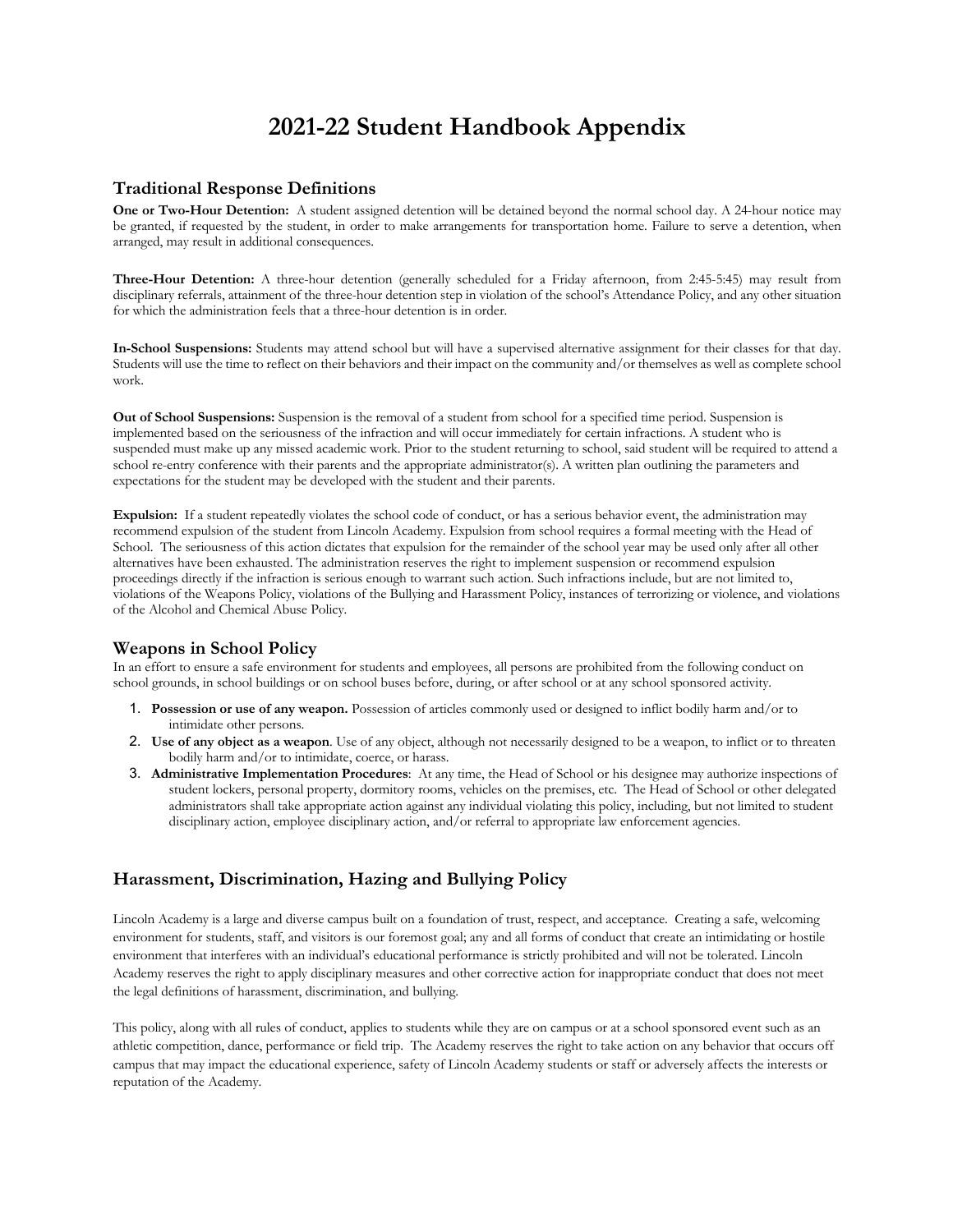# 2021-22 Student Handbook Appendix

## Traditional Response Definitions

**One or Two-Hour Detention:** A student assigned detention will be detained beyond the normal school day. A 24-hour notice may be granted, if requested by the student, in order to make arrangements for transportation home. Failure to serve a detention, when arranged, may result in additional consequences.

**Three-Hour Detention:** A three-hour detention (generally scheduled for a Friday afternoon, from 2:45-5:45) may result from disciplinary referrals, attainment of the three-hour detention step in violation of the school's Attendance Policy, and any other situation for which the administration feels that a three-hour detention is in order.

**In-School Suspensions:** Students may attend school but will have a supervised alternative assignment for their classes for that day. Students will use the time to reflect on their behaviors and their impact on the community and/or themselves as well as complete school work.

**Out of School Suspensions:** Suspension is the removal of a student from school for a specified time period. Suspension is implemented based on the seriousness of the infraction and will occur immediately for certain infractions. A student who is suspended must make up any missed academic work. Prior to the student returning to school, said student will be required to attend a school re-entry conference with their parents and the appropriate administrator(s). A written plan outlining the parameters and expectations for the student may be developed with the student and their parents.

**Expulsion:** If a student repeatedly violates the school code of conduct, or has a serious behavior event, the administration may recommend expulsion of the student from Lincoln Academy. Expulsion from school requires a formal meeting with the Head of School. The seriousness of this action dictates that expulsion for the remainder of the school year may be used only after all other alternatives have been exhausted. The administration reserves the right to implement suspension or recommend expulsion proceedings directly if the infraction is serious enough to warrant such action. Such infractions include, but are not limited to, violations of the Weapons Policy, violations of the Bullying and Harassment Policy, instances of terrorizing or violence, and violations of the Alcohol and Chemical Abuse Policy.

## Weapons in School Policy

In an effort to ensure a safe environment for students and employees, all persons are prohibited from the following conduct on school grounds, in school buildings or on school buses before, during, or after school or at any school sponsored activity.

1. **Possession or use of any weapon.** Possession of articles commonly used or designed to inflict bodily harm and/or to intimidate other persons.
2. **Use of any object as a weapon**. Use of any object, although not necessarily designed to be a weapon, to inflict or to threaten bodily harm and/or to intimidate, coerce, or harass.
3. **Administrative Implementation Procedures**: At any time, the Head of School or his designee may authorize inspections of student lockers, personal property, dormitory rooms, vehicles on the premises, etc. The Head of School or other delegated administrators shall take appropriate action against any individual violating this policy, including, but not limited to student disciplinary action, employee disciplinary action, and/or referral to appropriate law enforcement agencies.

## Harassment, Discrimination, Hazing and Bullying Policy

Lincoln Academy is a large and diverse campus built on a foundation of trust, respect, and acceptance. Creating a safe, welcoming environment for students, staff, and visitors is our foremost goal; any and all forms of conduct that create an intimidating or hostile environment that interferes with an individual's educational performance is strictly prohibited and will not be tolerated. Lincoln Academy reserves the right to apply disciplinary measures and other corrective action for inappropriate conduct that does not meet the legal definitions of harassment, discrimination, and bullying.

This policy, along with all rules of conduct, applies to students while they are on campus or at a school sponsored event such as an athletic competition, dance, performance or field trip. The Academy reserves the right to take action on any behavior that occurs off campus that may impact the educational experience, safety of Lincoln Academy students or staff or adversely affects the interests or reputation of the Academy.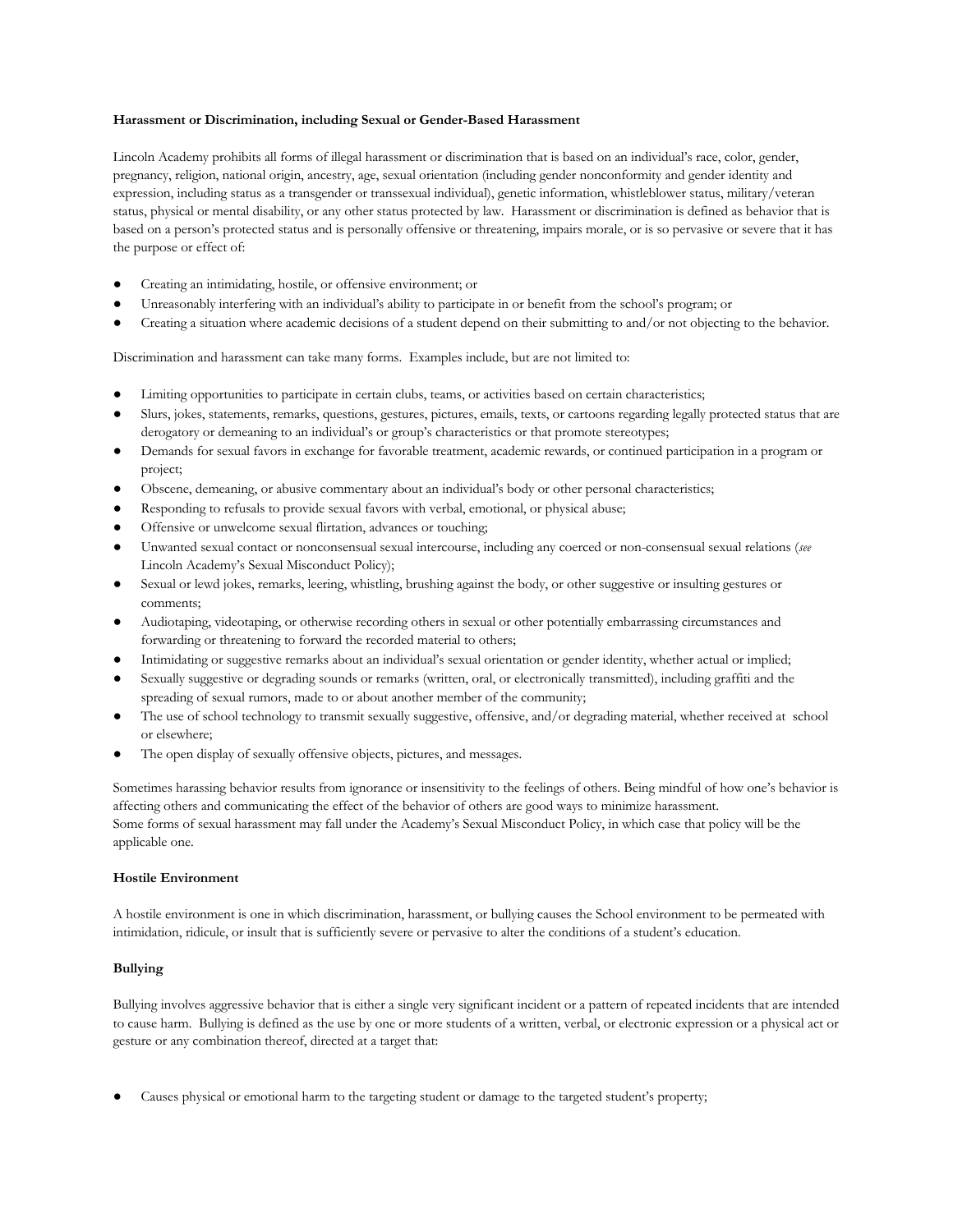**Harassment or Discrimination, including Sexual or Gender-Based Harassment**

Lincoln Academy prohibits all forms of illegal harassment or discrimination that is based on an individual's race, color, gender, pregnancy, religion, national origin, ancestry, age, sexual orientation (including gender nonconformity and gender identity and expression, including status as a transgender or transsexual individual), genetic information, whistleblower status, military/veteran status, physical or mental disability, or any other status protected by law. Harassment or discrimination is defined as behavior that is based on a person's protected status and is personally offensive or threatening, impairs morale, or is so pervasive or severe that it has the purpose or effect of:

- Creating an intimidating, hostile, or offensive environment; or
- Unreasonably interfering with an individual's ability to participate in or benefit from the school's program; or
- Creating a situation where academic decisions of a student depend on their submitting to and/or not objecting to the behavior.

Discrimination and harassment can take many forms. Examples include, but are not limited to:

- Limiting opportunities to participate in certain clubs, teams, or activities based on certain characteristics;
- Slurs, jokes, statements, remarks, questions, gestures, pictures, emails, texts, or cartoons regarding legally protected status that are derogatory or demeaning to an individual's or group's characteristics or that promote stereotypes;
- Demands for sexual favors in exchange for favorable treatment, academic rewards, or continued participation in a program or project;
- Obscene, demeaning, or abusive commentary about an individual's body or other personal characteristics;
- Responding to refusals to provide sexual favors with verbal, emotional, or physical abuse;
- Offensive or unwelcome sexual flirtation, advances or touching;
- Unwanted sexual contact or nonconsensual sexual intercourse, including any coerced or non-consensual sexual relations (*see* Lincoln Academy's Sexual Misconduct Policy);
- Sexual or lewd jokes, remarks, leering, whistling, brushing against the body, or other suggestive or insulting gestures or comments;
- Audiotaping, videotaping, or otherwise recording others in sexual or other potentially embarrassing circumstances and forwarding or threatening to forward the recorded material to others;
- Intimidating or suggestive remarks about an individual's sexual orientation or gender identity, whether actual or implied;
- Sexually suggestive or degrading sounds or remarks (written, oral, or electronically transmitted), including graffiti and the spreading of sexual rumors, made to or about another member of the community;
- The use of school technology to transmit sexually suggestive, offensive, and/or degrading material, whether received at school or elsewhere;
- The open display of sexually offensive objects, pictures, and messages.

Sometimes harassing behavior results from ignorance or insensitivity to the feelings of others. Being mindful of how one's behavior is affecting others and communicating the effect of the behavior of others are good ways to minimize harassment.
Some forms of sexual harassment may fall under the Academy's Sexual Misconduct Policy, in which case that policy will be the applicable one.

**Hostile Environment**

A hostile environment is one in which discrimination, harassment, or bullying causes the School environment to be permeated with intimidation, ridicule, or insult that is sufficiently severe or pervasive to alter the conditions of a student's education.

**Bullying**

Bullying involves aggressive behavior that is either a single very significant incident or a pattern of repeated incidents that are intended to cause harm. Bullying is defined as the use by one or more students of a written, verbal, or electronic expression or a physical act or gesture or any combination thereof, directed at a target that:

- Causes physical or emotional harm to the targeting student or damage to the targeted student's property;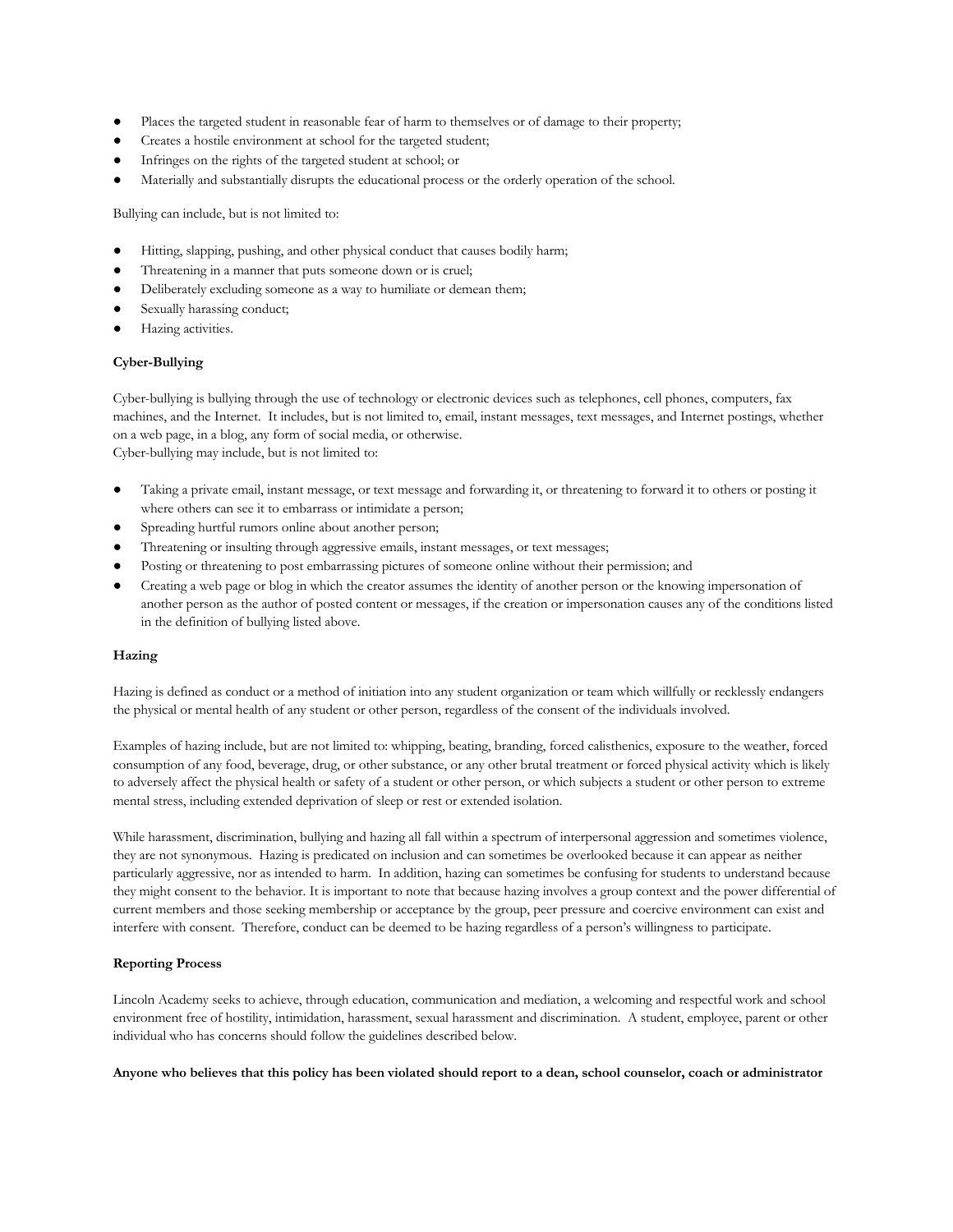- Places the targeted student in reasonable fear of harm to themselves or of damage to their property;
- Creates a hostile environment at school for the targeted student;
- Infringes on the rights of the targeted student at school; or
- Materially and substantially disrupts the educational process or the orderly operation of the school.

Bullying can include, but is not limited to:

- Hitting, slapping, pushing, and other physical conduct that causes bodily harm;
- Threatening in a manner that puts someone down or is cruel;
- Deliberately excluding someone as a way to humiliate or demean them;
- Sexually harassing conduct;
- Hazing activities.

**Cyber-Bullying**

Cyber-bullying is bullying through the use of technology or electronic devices such as telephones, cell phones, computers, fax machines, and the Internet. It includes, but is not limited to, email, instant messages, text messages, and Internet postings, whether on a web page, in a blog, any form of social media, or otherwise.
Cyber-bullying may include, but is not limited to:

- Taking a private email, instant message, or text message and forwarding it, or threatening to forward it to others or posting it where others can see it to embarrass or intimidate a person;
- Spreading hurtful rumors online about another person;
- Threatening or insulting through aggressive emails, instant messages, or text messages;
- Posting or threatening to post embarrassing pictures of someone online without their permission; and
- Creating a web page or blog in which the creator assumes the identity of another person or the knowing impersonation of another person as the author of posted content or messages, if the creation or impersonation causes any of the conditions listed in the definition of bullying listed above.

**Hazing**

Hazing is defined as conduct or a method of initiation into any student organization or team which willfully or recklessly endangers the physical or mental health of any student or other person, regardless of the consent of the individuals involved.

Examples of hazing include, but are not limited to: whipping, beating, branding, forced calisthenics, exposure to the weather, forced consumption of any food, beverage, drug, or other substance, or any other brutal treatment or forced physical activity which is likely to adversely affect the physical health or safety of a student or other person, or which subjects a student or other person to extreme mental stress, including extended deprivation of sleep or rest or extended isolation.

While harassment, discrimination, bullying and hazing all fall within a spectrum of interpersonal aggression and sometimes violence, they are not synonymous. Hazing is predicated on inclusion and can sometimes be overlooked because it can appear as neither particularly aggressive, nor as intended to harm. In addition, hazing can sometimes be confusing for students to understand because they might consent to the behavior. It is important to note that because hazing involves a group context and the power differential of current members and those seeking membership or acceptance by the group, peer pressure and coercive environment can exist and interfere with consent. Therefore, conduct can be deemed to be hazing regardless of a person's willingness to participate.

**Reporting Process**

Lincoln Academy seeks to achieve, through education, communication and mediation, a welcoming and respectful work and school environment free of hostility, intimidation, harassment, sexual harassment and discrimination. A student, employee, parent or other individual who has concerns should follow the guidelines described below.

**Anyone who believes that this policy has been violated should report to a dean, school counselor, coach or administrator**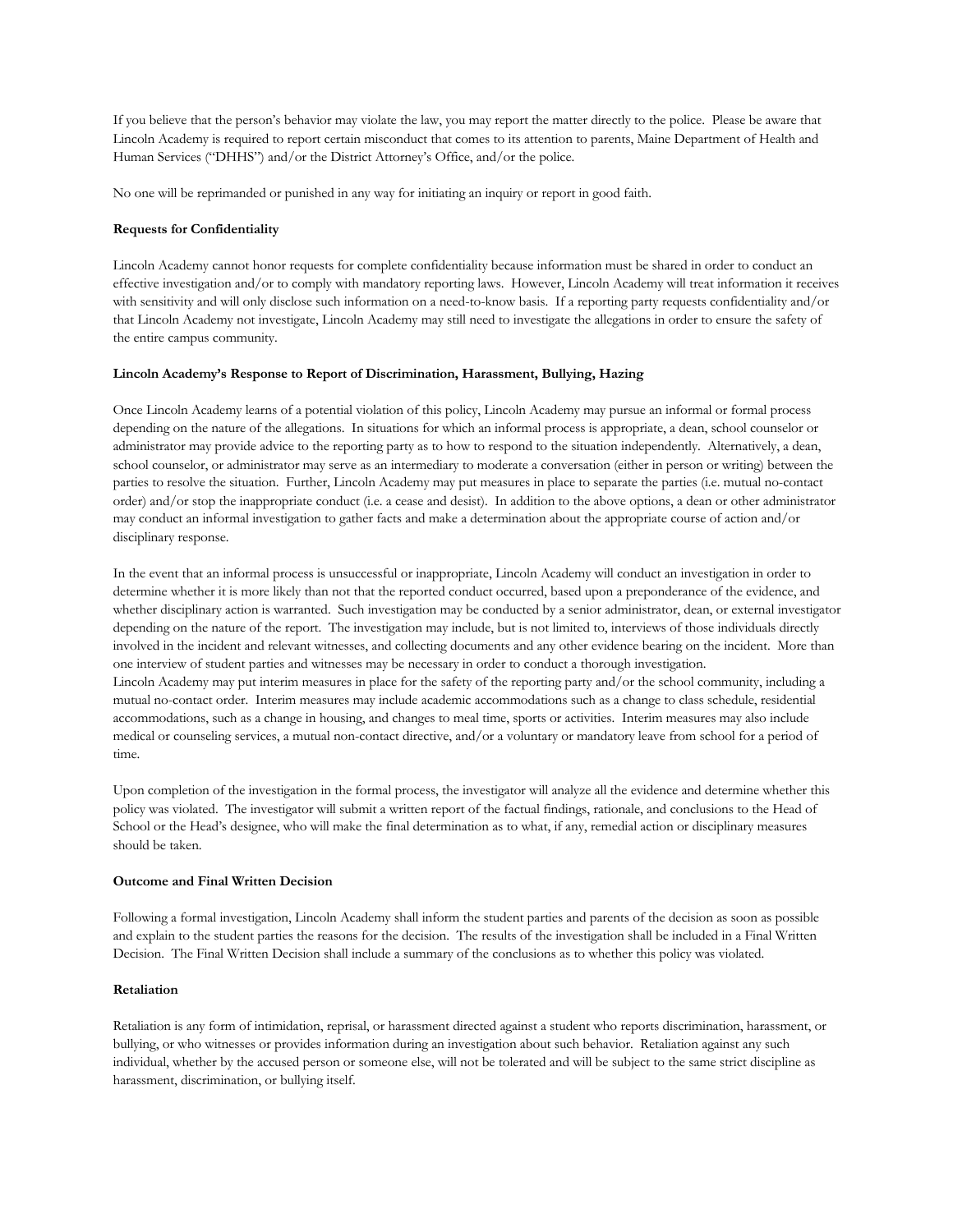If you believe that the person's behavior may violate the law, you may report the matter directly to the police. Please be aware that Lincoln Academy is required to report certain misconduct that comes to its attention to parents, Maine Department of Health and Human Services ("DHHS") and/or the District Attorney's Office, and/or the police.

No one will be reprimanded or punished in any way for initiating an inquiry or report in good faith.

**Requests for Confidentiality**

Lincoln Academy cannot honor requests for complete confidentiality because information must be shared in order to conduct an effective investigation and/or to comply with mandatory reporting laws. However, Lincoln Academy will treat information it receives with sensitivity and will only disclose such information on a need-to-know basis. If a reporting party requests confidentiality and/or that Lincoln Academy not investigate, Lincoln Academy may still need to investigate the allegations in order to ensure the safety of the entire campus community.

**Lincoln Academy's Response to Report of Discrimination, Harassment, Bullying, Hazing**

Once Lincoln Academy learns of a potential violation of this policy, Lincoln Academy may pursue an informal or formal process depending on the nature of the allegations. In situations for which an informal process is appropriate, a dean, school counselor or administrator may provide advice to the reporting party as to how to respond to the situation independently. Alternatively, a dean, school counselor, or administrator may serve as an intermediary to moderate a conversation (either in person or writing) between the parties to resolve the situation. Further, Lincoln Academy may put measures in place to separate the parties (i.e. mutual no-contact order) and/or stop the inappropriate conduct (i.e. a cease and desist). In addition to the above options, a dean or other administrator may conduct an informal investigation to gather facts and make a determination about the appropriate course of action and/or disciplinary response.

In the event that an informal process is unsuccessful or inappropriate, Lincoln Academy will conduct an investigation in order to determine whether it is more likely than not that the reported conduct occurred, based upon a preponderance of the evidence, and whether disciplinary action is warranted. Such investigation may be conducted by a senior administrator, dean, or external investigator depending on the nature of the report. The investigation may include, but is not limited to, interviews of those individuals directly involved in the incident and relevant witnesses, and collecting documents and any other evidence bearing on the incident. More than one interview of student parties and witnesses may be necessary in order to conduct a thorough investigation.
Lincoln Academy may put interim measures in place for the safety of the reporting party and/or the school community, including a mutual no-contact order. Interim measures may include academic accommodations such as a change to class schedule, residential accommodations, such as a change in housing, and changes to meal time, sports or activities. Interim measures may also include medical or counseling services, a mutual non-contact directive, and/or a voluntary or mandatory leave from school for a period of time.

Upon completion of the investigation in the formal process, the investigator will analyze all the evidence and determine whether this policy was violated. The investigator will submit a written report of the factual findings, rationale, and conclusions to the Head of School or the Head's designee, who will make the final determination as to what, if any, remedial action or disciplinary measures should be taken.

**Outcome and Final Written Decision**

Following a formal investigation, Lincoln Academy shall inform the student parties and parents of the decision as soon as possible and explain to the student parties the reasons for the decision. The results of the investigation shall be included in a Final Written Decision. The Final Written Decision shall include a summary of the conclusions as to whether this policy was violated.

**Retaliation**

Retaliation is any form of intimidation, reprisal, or harassment directed against a student who reports discrimination, harassment, or bullying, or who witnesses or provides information during an investigation about such behavior. Retaliation against any such individual, whether by the accused person or someone else, will not be tolerated and will be subject to the same strict discipline as harassment, discrimination, or bullying itself.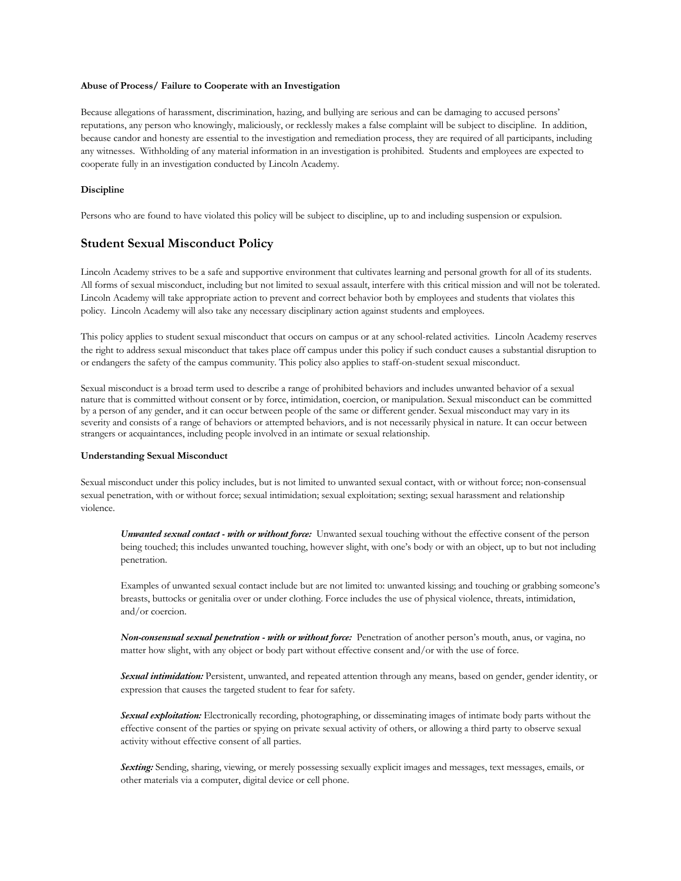**Abuse of Process/ Failure to Cooperate with an Investigation**

Because allegations of harassment, discrimination, hazing, and bullying are serious and can be damaging to accused persons' reputations, any person who knowingly, maliciously, or recklessly makes a false complaint will be subject to discipline. In addition, because candor and honesty are essential to the investigation and remediation process, they are required of all participants, including any witnesses. Withholding of any material information in an investigation is prohibited. Students and employees are expected to cooperate fully in an investigation conducted by Lincoln Academy.

**Discipline**

Persons who are found to have violated this policy will be subject to discipline, up to and including suspension or expulsion.

## Student Sexual Misconduct Policy

Lincoln Academy strives to be a safe and supportive environment that cultivates learning and personal growth for all of its students. All forms of sexual misconduct, including but not limited to sexual assault, interfere with this critical mission and will not be tolerated. Lincoln Academy will take appropriate action to prevent and correct behavior both by employees and students that violates this policy. Lincoln Academy will also take any necessary disciplinary action against students and employees.

This policy applies to student sexual misconduct that occurs on campus or at any school-related activities. Lincoln Academy reserves the right to address sexual misconduct that takes place off campus under this policy if such conduct causes a substantial disruption to or endangers the safety of the campus community. This policy also applies to staff-on-student sexual misconduct.

Sexual misconduct is a broad term used to describe a range of prohibited behaviors and includes unwanted behavior of a sexual nature that is committed without consent or by force, intimidation, coercion, or manipulation. Sexual misconduct can be committed by a person of any gender, and it can occur between people of the same or different gender. Sexual misconduct may vary in its severity and consists of a range of behaviors or attempted behaviors, and is not necessarily physical in nature. It can occur between strangers or acquaintances, including people involved in an intimate or sexual relationship.

**Understanding Sexual Misconduct**

Sexual misconduct under this policy includes, but is not limited to unwanted sexual contact, with or without force; non-consensual sexual penetration, with or without force; sexual intimidation; sexual exploitation; sexting; sexual harassment and relationship violence.

***Unwanted sexual contact - with or without force:*** Unwanted sexual touching without the effective consent of the person being touched; this includes unwanted touching, however slight, with one's body or with an object, up to but not including penetration.

Examples of unwanted sexual contact include but are not limited to: unwanted kissing; and touching or grabbing someone's breasts, buttocks or genitalia over or under clothing. Force includes the use of physical violence, threats, intimidation, and/or coercion.

***Non-consensual sexual penetration - with or without force:*** Penetration of another person's mouth, anus, or vagina, no matter how slight, with any object or body part without effective consent and/or with the use of force.

***Sexual intimidation:*** Persistent, unwanted, and repeated attention through any means, based on gender, gender identity, or expression that causes the targeted student to fear for safety.

***Sexual exploitation:*** Electronically recording, photographing, or disseminating images of intimate body parts without the effective consent of the parties or spying on private sexual activity of others, or allowing a third party to observe sexual activity without effective consent of all parties.

***Sexting:*** Sending, sharing, viewing, or merely possessing sexually explicit images and messages, text messages, emails, or other materials via a computer, digital device or cell phone.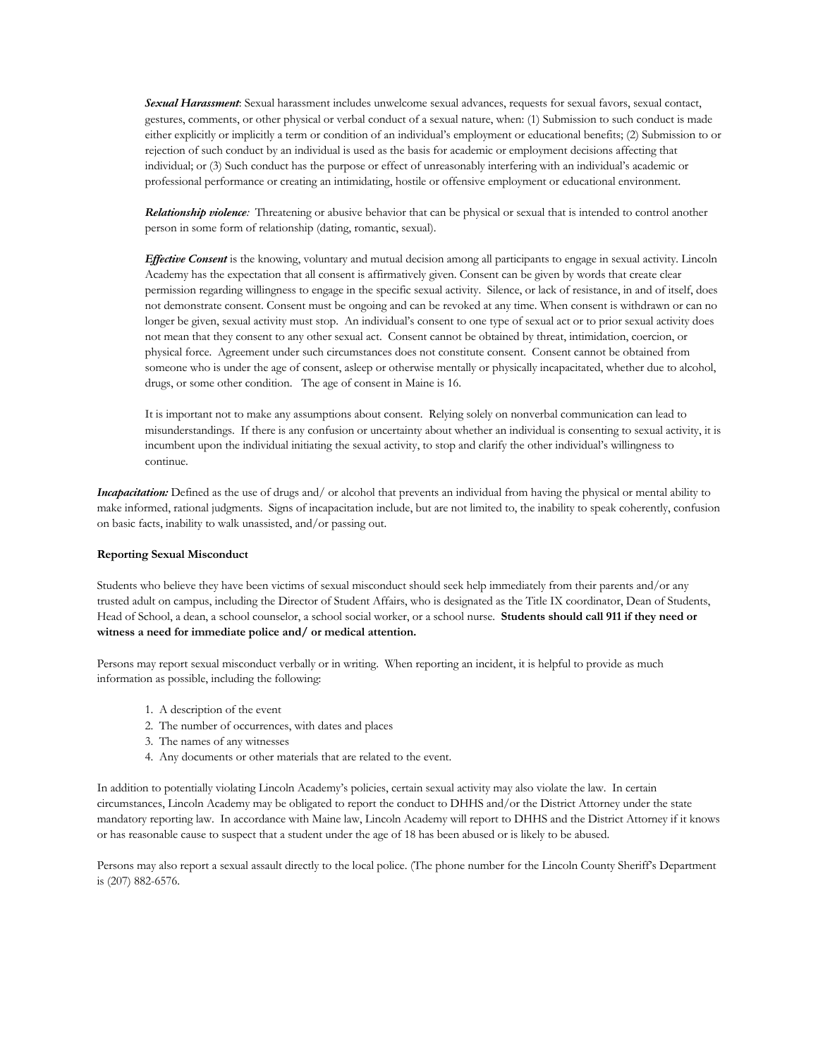***Sexual Harassment***: Sexual harassment includes unwelcome sexual advances, requests for sexual favors, sexual contact, gestures, comments, or other physical or verbal conduct of a sexual nature, when: (1) Submission to such conduct is made either explicitly or implicitly a term or condition of an individual's employment or educational benefits; (2) Submission to or rejection of such conduct by an individual is used as the basis for academic or employment decisions affecting that individual; or (3) Such conduct has the purpose or effect of unreasonably interfering with an individual's academic or professional performance or creating an intimidating, hostile or offensive employment or educational environment.

***Relationship violence**:* Threatening or abusive behavior that can be physical or sexual that is intended to control another person in some form of relationship (dating, romantic, sexual).

***Effective Consent*** is the knowing, voluntary and mutual decision among all participants to engage in sexual activity. Lincoln Academy has the expectation that all consent is affirmatively given. Consent can be given by words that create clear permission regarding willingness to engage in the specific sexual activity. Silence, or lack of resistance, in and of itself, does not demonstrate consent. Consent must be ongoing and can be revoked at any time. When consent is withdrawn or can no longer be given, sexual activity must stop. An individual's consent to one type of sexual act or to prior sexual activity does not mean that they consent to any other sexual act. Consent cannot be obtained by threat, intimidation, coercion, or physical force. Agreement under such circumstances does not constitute consent. Consent cannot be obtained from someone who is under the age of consent, asleep or otherwise mentally or physically incapacitated, whether due to alcohol, drugs, or some other condition. The age of consent in Maine is 16.

It is important not to make any assumptions about consent. Relying solely on nonverbal communication can lead to misunderstandings. If there is any confusion or uncertainty about whether an individual is consenting to sexual activity, it is incumbent upon the individual initiating the sexual activity, to stop and clarify the other individual's willingness to continue.

***Incapacitation:*** Defined as the use of drugs and/ or alcohol that prevents an individual from having the physical or mental ability to make informed, rational judgments. Signs of incapacitation include, but are not limited to, the inability to speak coherently, confusion on basic facts, inability to walk unassisted, and/or passing out.

**Reporting Sexual Misconduct**

Students who believe they have been victims of sexual misconduct should seek help immediately from their parents and/or any trusted adult on campus, including the Director of Student Affairs, who is designated as the Title IX coordinator, Dean of Students, Head of School, a dean, a school counselor, a school social worker, or a school nurse. **Students should call 911 if they need or witness a need for immediate police and/ or medical attention.**

Persons may report sexual misconduct verbally or in writing. When reporting an incident, it is helpful to provide as much information as possible, including the following:

1. A description of the event
2. The number of occurrences, with dates and places
3. The names of any witnesses
4. Any documents or other materials that are related to the event.

In addition to potentially violating Lincoln Academy's policies, certain sexual activity may also violate the law. In certain circumstances, Lincoln Academy may be obligated to report the conduct to DHHS and/or the District Attorney under the state mandatory reporting law. In accordance with Maine law, Lincoln Academy will report to DHHS and the District Attorney if it knows or has reasonable cause to suspect that a student under the age of 18 has been abused or is likely to be abused.

Persons may also report a sexual assault directly to the local police. (The phone number for the Lincoln County Sheriff's Department is (207) 882-6576.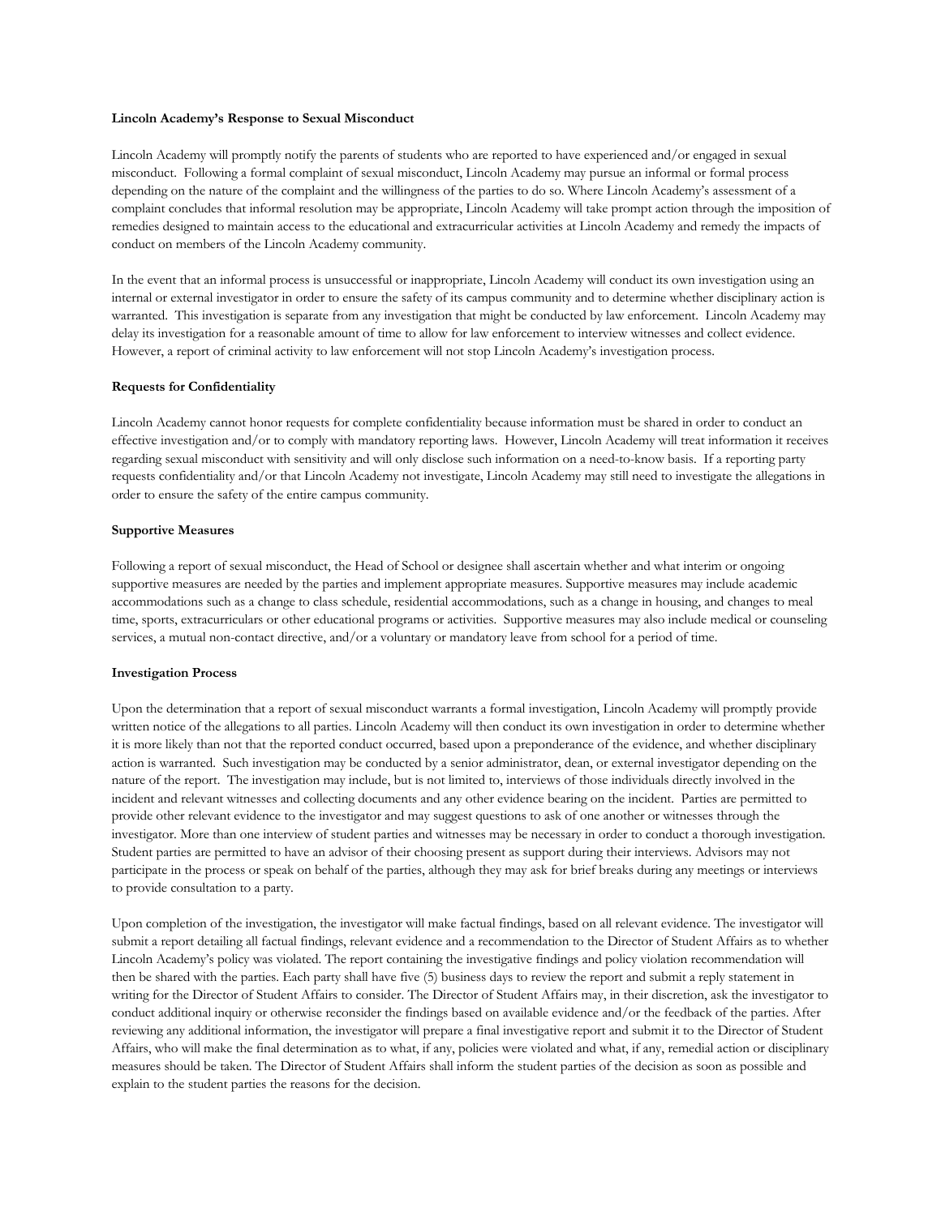**Lincoln Academy's Response to Sexual Misconduct**

Lincoln Academy will promptly notify the parents of students who are reported to have experienced and/or engaged in sexual misconduct. Following a formal complaint of sexual misconduct, Lincoln Academy may pursue an informal or formal process depending on the nature of the complaint and the willingness of the parties to do so. Where Lincoln Academy's assessment of a complaint concludes that informal resolution may be appropriate, Lincoln Academy will take prompt action through the imposition of remedies designed to maintain access to the educational and extracurricular activities at Lincoln Academy and remedy the impacts of conduct on members of the Lincoln Academy community.

In the event that an informal process is unsuccessful or inappropriate, Lincoln Academy will conduct its own investigation using an internal or external investigator in order to ensure the safety of its campus community and to determine whether disciplinary action is warranted. This investigation is separate from any investigation that might be conducted by law enforcement. Lincoln Academy may delay its investigation for a reasonable amount of time to allow for law enforcement to interview witnesses and collect evidence. However, a report of criminal activity to law enforcement will not stop Lincoln Academy's investigation process.

**Requests for Confidentiality**

Lincoln Academy cannot honor requests for complete confidentiality because information must be shared in order to conduct an effective investigation and/or to comply with mandatory reporting laws. However, Lincoln Academy will treat information it receives regarding sexual misconduct with sensitivity and will only disclose such information on a need-to-know basis. If a reporting party requests confidentiality and/or that Lincoln Academy not investigate, Lincoln Academy may still need to investigate the allegations in order to ensure the safety of the entire campus community.

**Supportive Measures**

Following a report of sexual misconduct, the Head of School or designee shall ascertain whether and what interim or ongoing supportive measures are needed by the parties and implement appropriate measures. Supportive measures may include academic accommodations such as a change to class schedule, residential accommodations, such as a change in housing, and changes to meal time, sports, extracurriculars or other educational programs or activities. Supportive measures may also include medical or counseling services, a mutual non-contact directive, and/or a voluntary or mandatory leave from school for a period of time.

**Investigation Process**

Upon the determination that a report of sexual misconduct warrants a formal investigation, Lincoln Academy will promptly provide written notice of the allegations to all parties. Lincoln Academy will then conduct its own investigation in order to determine whether it is more likely than not that the reported conduct occurred, based upon a preponderance of the evidence, and whether disciplinary action is warranted. Such investigation may be conducted by a senior administrator, dean, or external investigator depending on the nature of the report. The investigation may include, but is not limited to, interviews of those individuals directly involved in the incident and relevant witnesses and collecting documents and any other evidence bearing on the incident. Parties are permitted to provide other relevant evidence to the investigator and may suggest questions to ask of one another or witnesses through the investigator. More than one interview of student parties and witnesses may be necessary in order to conduct a thorough investigation. Student parties are permitted to have an advisor of their choosing present as support during their interviews. Advisors may not participate in the process or speak on behalf of the parties, although they may ask for brief breaks during any meetings or interviews to provide consultation to a party.

Upon completion of the investigation, the investigator will make factual findings, based on all relevant evidence. The investigator will submit a report detailing all factual findings, relevant evidence and a recommendation to the Director of Student Affairs as to whether Lincoln Academy's policy was violated. The report containing the investigative findings and policy violation recommendation will then be shared with the parties. Each party shall have five (5) business days to review the report and submit a reply statement in writing for the Director of Student Affairs to consider. The Director of Student Affairs may, in their discretion, ask the investigator to conduct additional inquiry or otherwise reconsider the findings based on available evidence and/or the feedback of the parties. After reviewing any additional information, the investigator will prepare a final investigative report and submit it to the Director of Student Affairs, who will make the final determination as to what, if any, policies were violated and what, if any, remedial action or disciplinary measures should be taken. The Director of Student Affairs shall inform the student parties of the decision as soon as possible and explain to the student parties the reasons for the decision.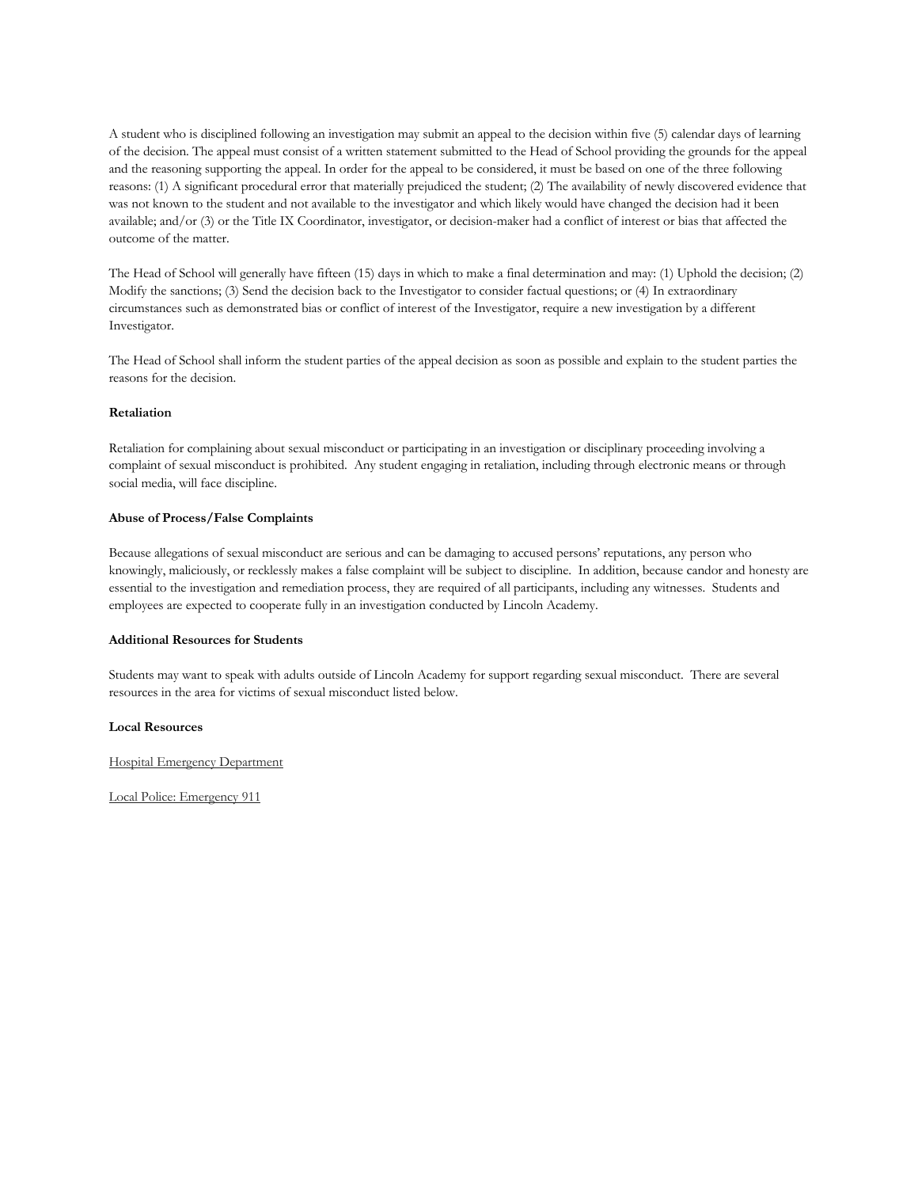A student who is disciplined following an investigation may submit an appeal to the decision within five (5) calendar days of learning of the decision. The appeal must consist of a written statement submitted to the Head of School providing the grounds for the appeal and the reasoning supporting the appeal. In order for the appeal to be considered, it must be based on one of the three following reasons: (1) A significant procedural error that materially prejudiced the student; (2) The availability of newly discovered evidence that was not known to the student and not available to the investigator and which likely would have changed the decision had it been available; and/or (3) or the Title IX Coordinator, investigator, or decision-maker had a conflict of interest or bias that affected the outcome of the matter.

The Head of School will generally have fifteen (15) days in which to make a final determination and may: (1) Uphold the decision; (2) Modify the sanctions; (3) Send the decision back to the Investigator to consider factual questions; or (4) In extraordinary circumstances such as demonstrated bias or conflict of interest of the Investigator, require a new investigation by a different Investigator.

The Head of School shall inform the student parties of the appeal decision as soon as possible and explain to the student parties the reasons for the decision.

**Retaliation**

Retaliation for complaining about sexual misconduct or participating in an investigation or disciplinary proceeding involving a complaint of sexual misconduct is prohibited. Any student engaging in retaliation, including through electronic means or through social media, will face discipline.

**Abuse of Process/False Complaints**

Because allegations of sexual misconduct are serious and can be damaging to accused persons' reputations, any person who knowingly, maliciously, or recklessly makes a false complaint will be subject to discipline. In addition, because candor and honesty are essential to the investigation and remediation process, they are required of all participants, including any witnesses. Students and employees are expected to cooperate fully in an investigation conducted by Lincoln Academy.

**Additional Resources for Students**

Students may want to speak with adults outside of Lincoln Academy for support regarding sexual misconduct. There are several resources in the area for victims of sexual misconduct listed below.

**Local Resources**

Hospital Emergency Department

Local Police: Emergency 911